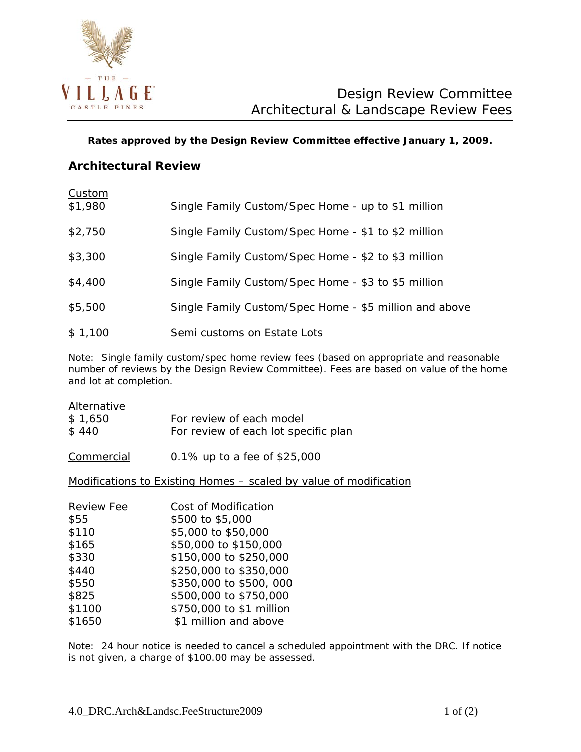# Design Review Committee
## Architectural & Landscape Review Fees

**Rates approved by the Design Review Committee effective January 1, 2009.**

### Architectural Review

Custom

| | |
|---|---|
| $1,980 | Single Family Custom/Spec Home - up to $1 million |
| $2,750 | Single Family Custom/Spec Home - $1 to $2 million |
| $3,300 | Single Family Custom/Spec Home - $2 to $3 million |
| $4,400 | Single Family Custom/Spec Home - $3 to $5 million |
| $5,500 | Single Family Custom/Spec Home - $5 million and above |
| $ 1,100 | Semi customs on Estate Lots |

Note: Single family custom/spec home review fees (based on appropriate and reasonable number of reviews by the Design Review Committee). Fees are based on value of the home and lot at completion.

Alternative

| | |
|---|---|
| $ 1,650 | For review of each model |
| $ 440 | For review of each lot specific plan |

Commercial 0.1% up to a fee of $25,000

Modifications to Existing Homes – scaled by value of modification

| Review Fee | Cost of Modification |
|---|---|
| $55 | $500 to $5,000 |
| $110 | $5,000 to $50,000 |
| $165 | $50,000 to $150,000 |
| $330 | $150,000 to $250,000 |
| $440 | $250,000 to $350,000 |
| $550 | $350,000 to $500, 000 |
| $825 | $500,000 to $750,000 |
| $1100 | $750,000 to $1 million |
| $1650 | $1 million and above |

Note: 24 hour notice is needed to cancel a scheduled appointment with the DRC. If notice is not given, a charge of $100.00 may be assessed.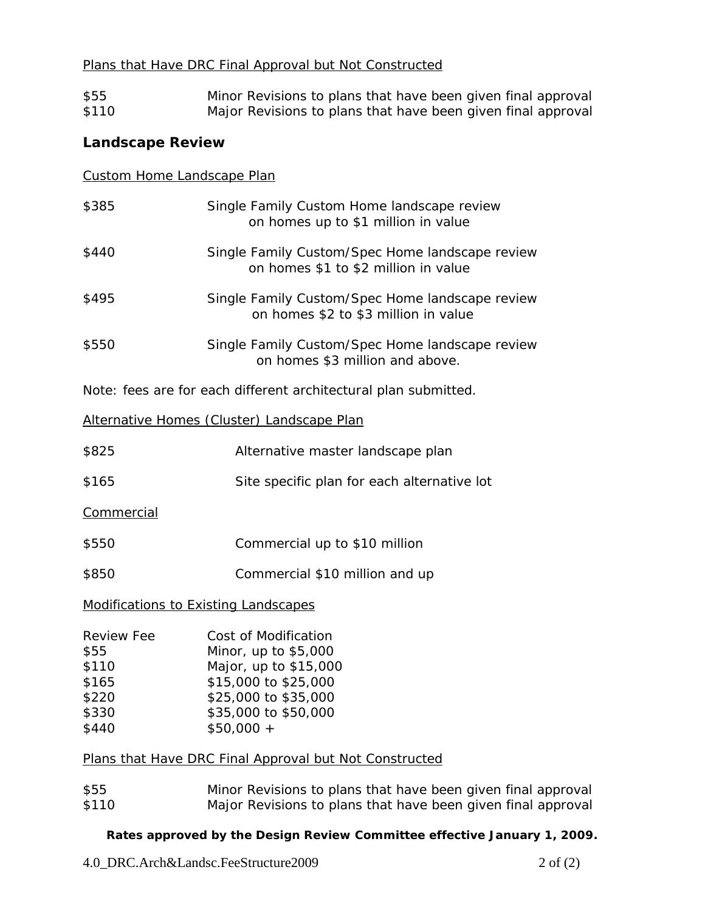Plans that Have DRC Final Approval but Not Constructed

| | |
|---|---|
| $55 | Minor Revisions to plans that have been given final approval |
| $110 | Major Revisions to plans that have been given final approval |

## Landscape Review

Custom Home Landscape Plan

| | |
|---|---|
| $385 | Single Family Custom Home landscape review on homes up to $1 million in value |
| $440 | Single Family Custom/Spec Home landscape review on homes $1 to $2 million in value |
| $495 | Single Family Custom/Spec Home landscape review on homes $2 to $3 million in value |
| $550 | Single Family Custom/Spec Home landscape review on homes $3 million and above. |

Note: fees are for each different architectural plan submitted.

Alternative Homes (Cluster) Landscape Plan

| | |
|---|---|
| $825 | Alternative master landscape plan |
| $165 | Site specific plan for each alternative lot |

Commercial

| | |
|---|---|
| $550 | Commercial up to $10 million |
| $850 | Commercial $10 million and up |

Modifications to Existing Landscapes

| Review Fee | Cost of Modification |
|---|---|
| $55 | Minor, up to $5,000 |
| $110 | Major, up to $15,000 |
| $165 | $15,000 to $25,000 |
| $220 | $25,000 to $35,000 |
| $330 | $35,000 to $50,000 |
| $440 | $50,000 + |

Plans that Have DRC Final Approval but Not Constructed

| | |
|---|---|
| $55 | Minor Revisions to plans that have been given final approval |
| $110 | Major Revisions to plans that have been given final approval |

**Rates approved by the Design Review Committee effective January 1, 2009.**

4.0_DRC.Arch&Landsc.FeeStructure2009